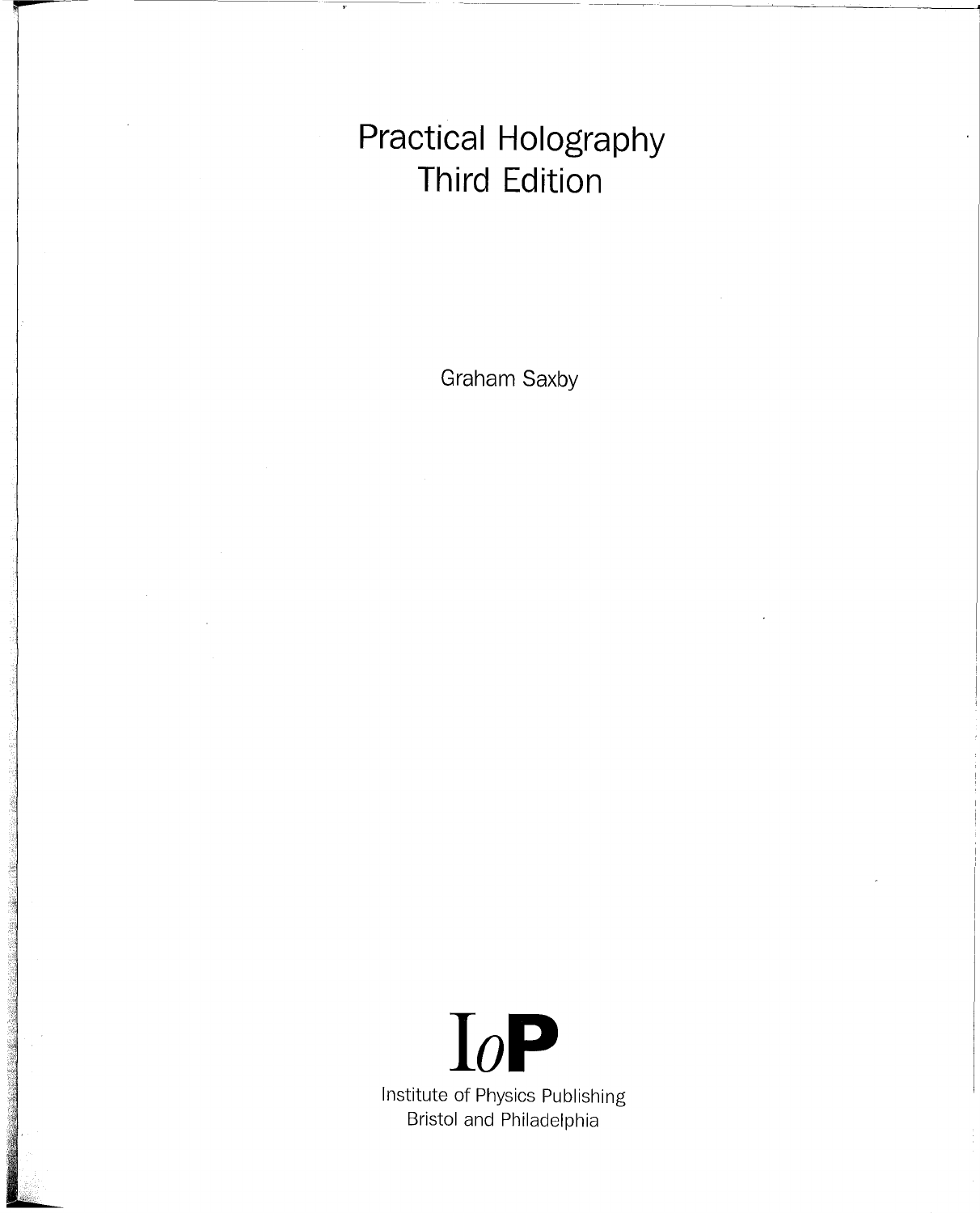# Practical Holography
# Third Edition

Graham Saxby

IoP

Institute of Physics Publishing
Bristol and Philadelphia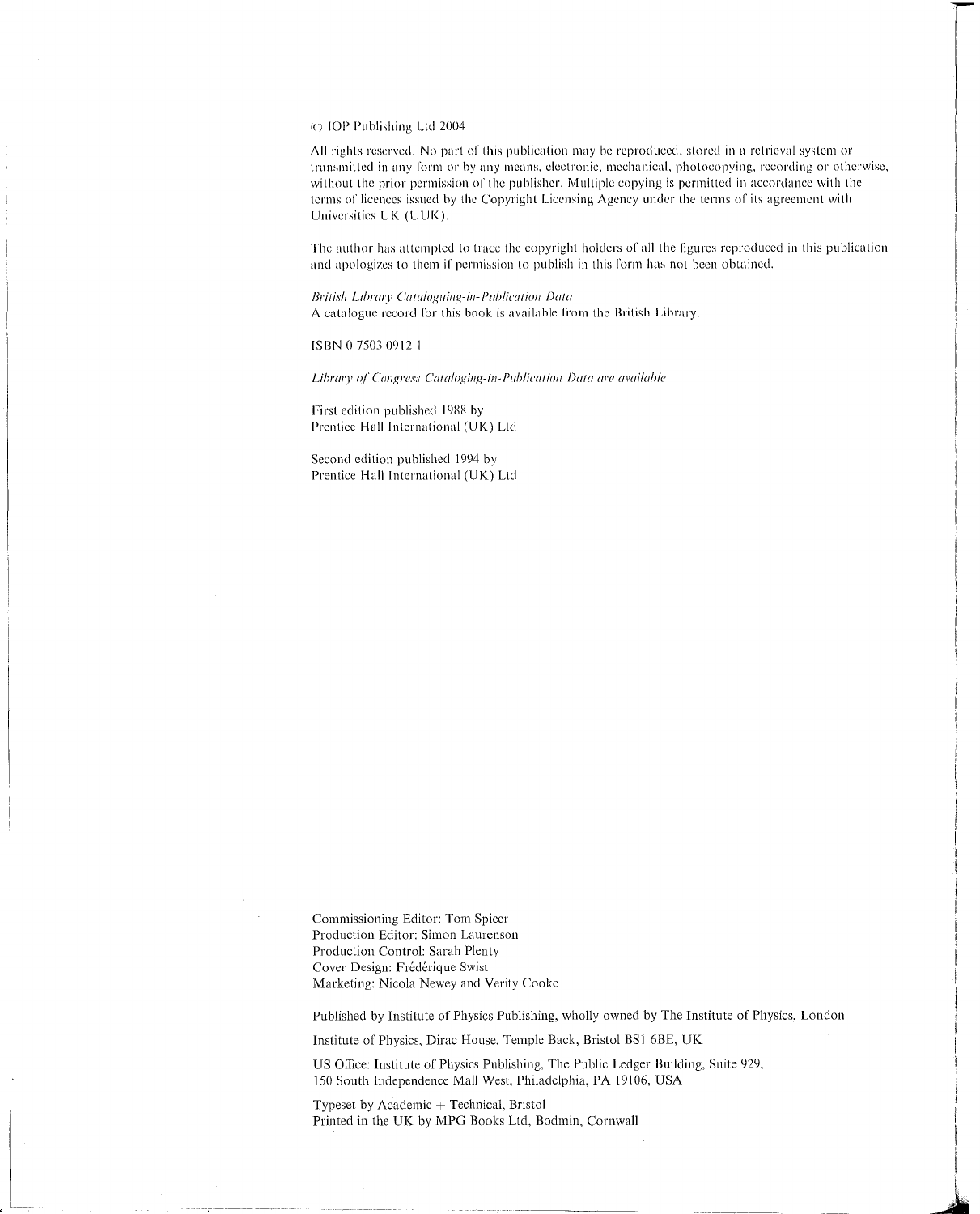© IOP Publishing Ltd 2004

All rights reserved. No part of this publication may be reproduced, stored in a retrieval system or transmitted in any form or by any means, electronic, mechanical, photocopying, recording or otherwise, without the prior permission of the publisher. Multiple copying is permitted in accordance with the terms of licences issued by the Copyright Licensing Agency under the terms of its agreement with Universities UK (UUK).

The author has attempted to trace the copyright holders of all the figures reproduced in this publication and apologizes to them if permission to publish in this form has not been obtained.

*British Library Cataloguing-in-Publication Data*
A catalogue record for this book is available from the British Library.

ISBN 0 7503 0912 1

*Library of Congress Cataloging-in-Publication Data are available*

First edition published 1988 by
Prentice Hall International (UK) Ltd

Second edition published 1994 by
Prentice Hall International (UK) Ltd

Commissioning Editor: Tom Spicer
Production Editor: Simon Laurenson
Production Control: Sarah Plenty
Cover Design: Frédérique Swist
Marketing: Nicola Newey and Verity Cooke

Published by Institute of Physics Publishing, wholly owned by The Institute of Physics, London

Institute of Physics, Dirac House, Temple Back, Bristol BS1 6BE, UK

US Office: Institute of Physics Publishing, The Public Ledger Building, Suite 929, 150 South Independence Mall West, Philadelphia, PA 19106, USA

Typeset by Academic + Technical, Bristol
Printed in the UK by MPG Books Ltd, Bodmin, Cornwall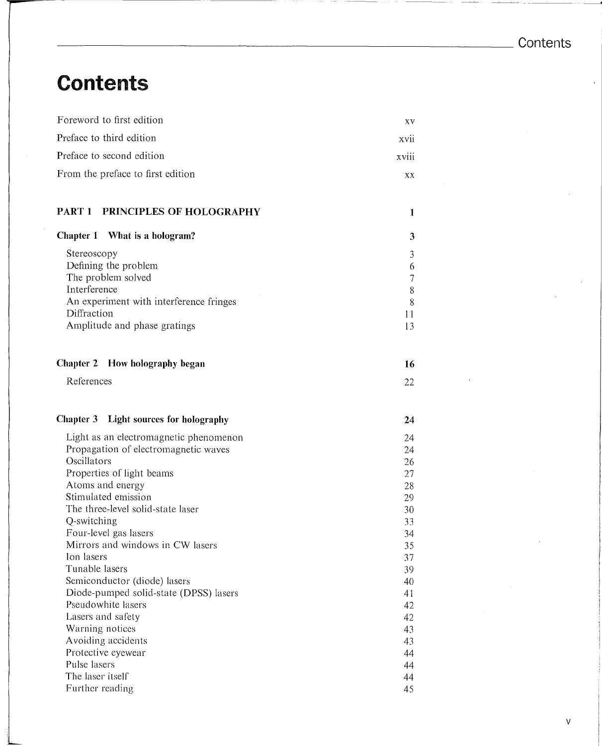# Contents

| | |
|---|---|
| Foreword to first edition | xv |
| Preface to third edition | xvii |
| Preface to second edition | xviii |
| From the preface to first edition | xx |

| | |
|---|---|
| **PART 1 PRINCIPLES OF HOLOGRAPHY** | **1** |

| | |
|---|---|
| **Chapter 1 What is a hologram?** | **3** |
| Stereoscopy | 3 |
| Defining the problem | 6 |
| The problem solved | 7 |
| Interference | 8 |
| An experiment with interference fringes | 8 |
| Diffraction | 11 |
| Amplitude and phase gratings | 13 |

| | |
|---|---|
| **Chapter 2 How holography began** | **16** |
| References | 22 |

| | |
|---|---|
| **Chapter 3 Light sources for holography** | **24** |
| Light as an electromagnetic phenomenon | 24 |
| Propagation of electromagnetic waves | 24 |
| Oscillators | 26 |
| Properties of light beams | 27 |
| Atoms and energy | 28 |
| Stimulated emission | 29 |
| The three-level solid-state laser | 30 |
| Q-switching | 33 |
| Four-level gas lasers | 34 |
| Mirrors and windows in CW lasers | 35 |
| Ion lasers | 37 |
| Tunable lasers | 39 |
| Semiconductor (diode) lasers | 40 |
| Diode-pumped solid-state (DPSS) lasers | 41 |
| Pseudowhite lasers | 42 |
| Lasers and safety | 42 |
| Warning notices | 43 |
| Avoiding accidents | 43 |
| Protective eyewear | 44 |
| Pulse lasers | 44 |
| The laser itself | 44 |
| Further reading | 45 |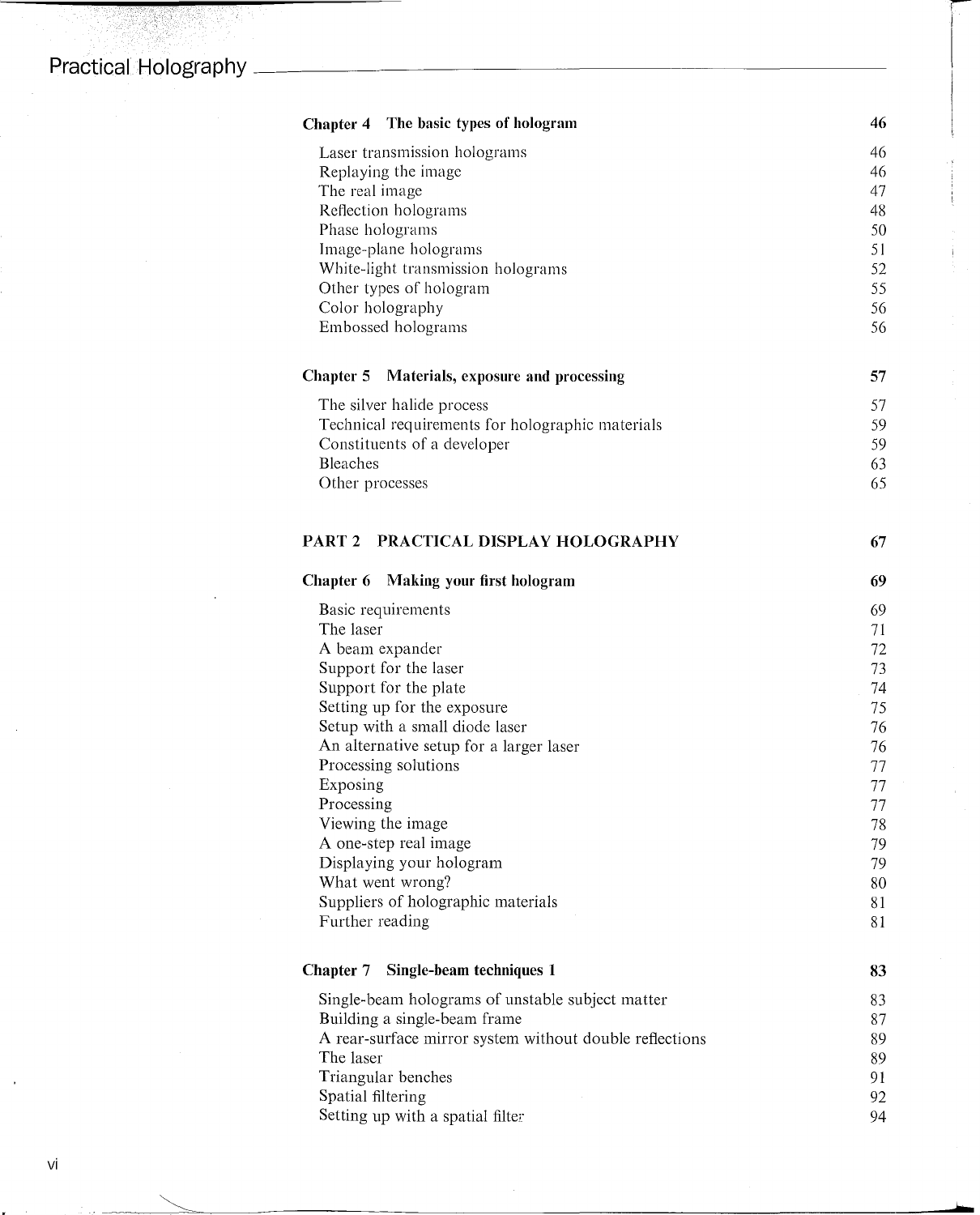| | |
|---|---|
| **Chapter 4 The basic types of hologram** | **46** |
| Laser transmission holograms | 46 |
| Replaying the image | 46 |
| The real image | 47 |
| Reflection holograms | 48 |
| Phase holograms | 50 |
| Image-plane holograms | 51 |
| White-light transmission holograms | 52 |
| Other types of hologram | 55 |
| Color holography | 56 |
| Embossed holograms | 56 |
| **Chapter 5 Materials, exposure and processing** | **57** |
| The silver halide process | 57 |
| Technical requirements for holographic materials | 59 |
| Constituents of a developer | 59 |
| Bleaches | 63 |
| Other processes | 65 |
| **PART 2 PRACTICAL DISPLAY HOLOGRAPHY** | **67** |
| **Chapter 6 Making your first hologram** | **69** |
| Basic requirements | 69 |
| The laser | 71 |
| A beam expander | 72 |
| Support for the laser | 73 |
| Support for the plate | 74 |
| Setting up for the exposure | 75 |
| Setup with a small diode laser | 76 |
| An alternative setup for a larger laser | 76 |
| Processing solutions | 77 |
| Exposing | 77 |
| Processing | 77 |
| Viewing the image | 78 |
| A one-step real image | 79 |
| Displaying your hologram | 79 |
| What went wrong? | 80 |
| Suppliers of holographic materials | 81 |
| Further reading | 81 |
| **Chapter 7 Single-beam techniques 1** | **83** |
| Single-beam holograms of unstable subject matter | 83 |
| Building a single-beam frame | 87 |
| A rear-surface mirror system without double reflections | 89 |
| The laser | 89 |
| Triangular benches | 91 |
| Spatial filtering | 92 |
| Setting up with a spatial filter | 94 |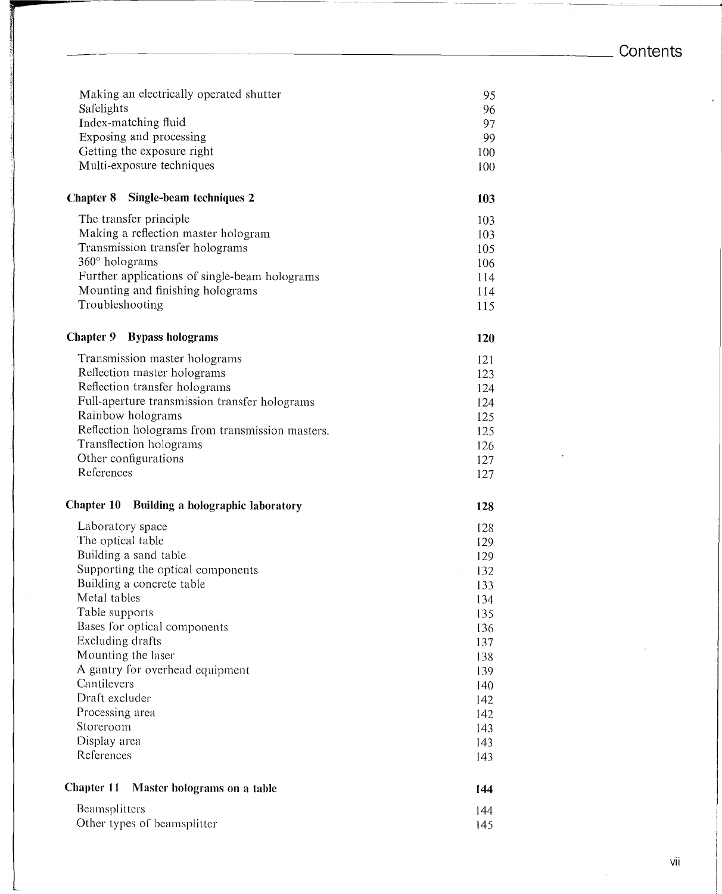| | |
|---|---|
| Making an electrically operated shutter | 95 |
| Safelights | 96 |
| Index-matching fluid | 97 |
| Exposing and processing | 99 |
| Getting the exposure right | 100 |
| Multi-exposure techniques | 100 |
| **Chapter 8 Single-beam techniques 2** | **103** |
| The transfer principle | 103 |
| Making a reflection master hologram | 103 |
| Transmission transfer holograms | 105 |
| 360° holograms | 106 |
| Further applications of single-beam holograms | 114 |
| Mounting and finishing holograms | 114 |
| Troubleshooting | 115 |
| **Chapter 9 Bypass holograms** | **120** |
| Transmission master holograms | 121 |
| Reflection master holograms | 123 |
| Reflection transfer holograms | 124 |
| Full-aperture transmission transfer holograms | 124 |
| Rainbow holograms | 125 |
| Reflection holograms from transmission masters. | 125 |
| Transflection holograms | 126 |
| Other configurations | 127 |
| References | 127 |
| **Chapter 10 Building a holographic laboratory** | **128** |
| Laboratory space | 128 |
| The optical table | 129 |
| Building a sand table | 129 |
| Supporting the optical components | 132 |
| Building a concrete table | 133 |
| Metal tables | 134 |
| Table supports | 135 |
| Bases for optical components | 136 |
| Excluding drafts | 137 |
| Mounting the laser | 138 |
| A gantry for overhead equipment | 139 |
| Cantilevers | 140 |
| Draft excluder | 142 |
| Processing area | 142 |
| Storeroom | 143 |
| Display area | 143 |
| References | 143 |
| **Chapter 11 Master holograms on a table** | **144** |
| Beamsplitters | 144 |
| Other types of beamsplitter | 145 |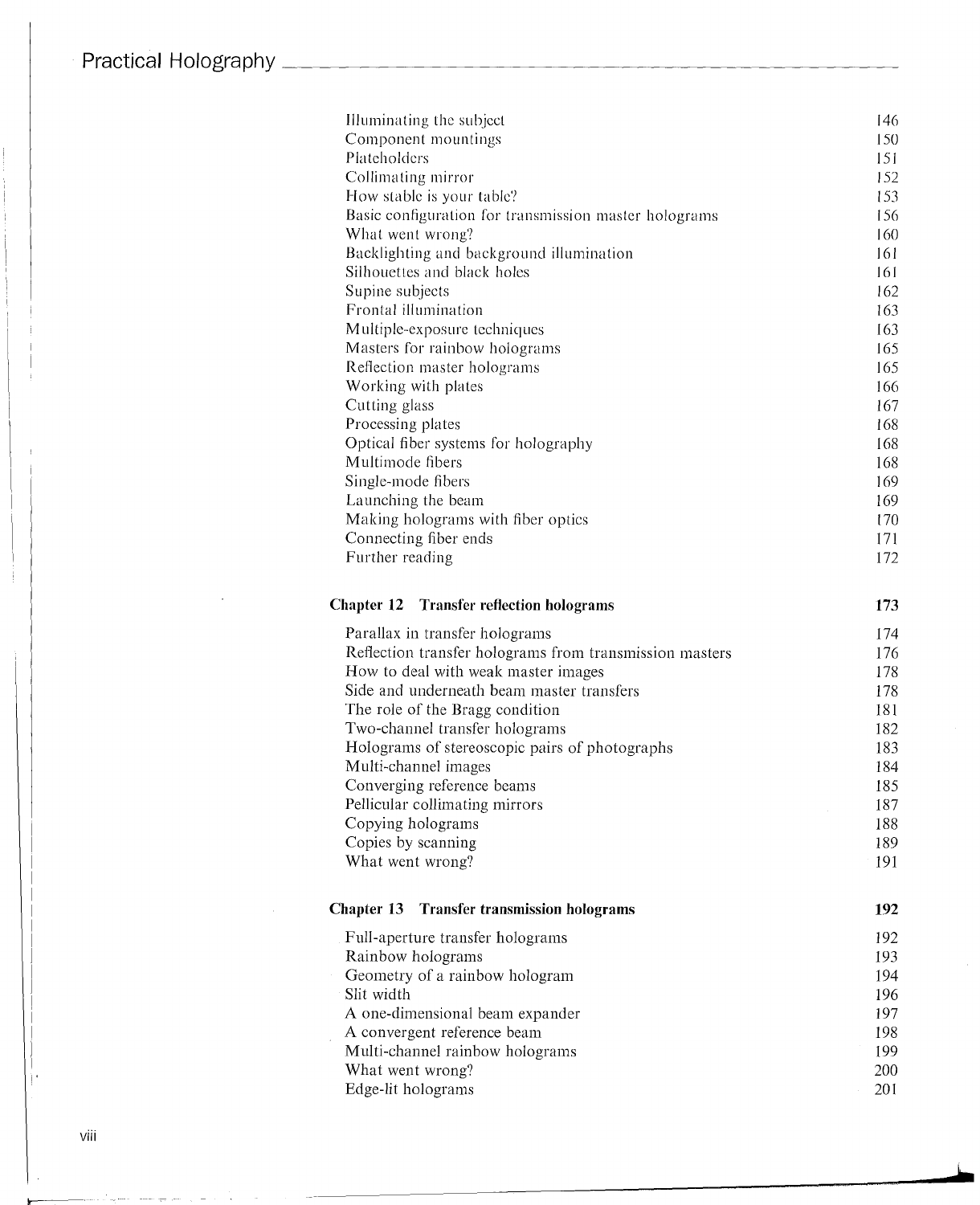| | |
|---|---|
| Illuminating the subject | 146 |
| Component mountings | 150 |
| Plateholders | 151 |
| Collimating mirror | 152 |
| How stable is your table? | 153 |
| Basic configuration for transmission master holograms | 156 |
| What went wrong? | 160 |
| Backlighting and background illumination | 161 |
| Silhouettes and black holes | 161 |
| Supine subjects | 162 |
| Frontal illumination | 163 |
| Multiple-exposure techniques | 163 |
| Masters for rainbow holograms | 165 |
| Reflection master holograms | 165 |
| Working with plates | 166 |
| Cutting glass | 167 |
| Processing plates | 168 |
| Optical fiber systems for holography | 168 |
| Multimode fibers | 168 |
| Single-mode fibers | 169 |
| Launching the beam | 169 |
| Making holograms with fiber optics | 170 |
| Connecting fiber ends | 171 |
| Further reading | 172 |

## Chapter 12 Transfer reflection holograms — 173

| | |
|---|---|
| Parallax in transfer holograms | 174 |
| Reflection transfer holograms from transmission masters | 176 |
| How to deal with weak master images | 178 |
| Side and underneath beam master transfers | 178 |
| The role of the Bragg condition | 181 |
| Two-channel transfer holograms | 182 |
| Holograms of stereoscopic pairs of photographs | 183 |
| Multi-channel images | 184 |
| Converging reference beams | 185 |
| Pellicular collimating mirrors | 187 |
| Copying holograms | 188 |
| Copies by scanning | 189 |
| What went wrong? | 191 |

## Chapter 13 Transfer transmission holograms — 192

| | |
|---|---|
| Full-aperture transfer holograms | 192 |
| Rainbow holograms | 193 |
| Geometry of a rainbow hologram | 194 |
| Slit width | 196 |
| A one-dimensional beam expander | 197 |
| A convergent reference beam | 198 |
| Multi-channel rainbow holograms | 199 |
| What went wrong? | 200 |
| Edge-lit holograms | 201 |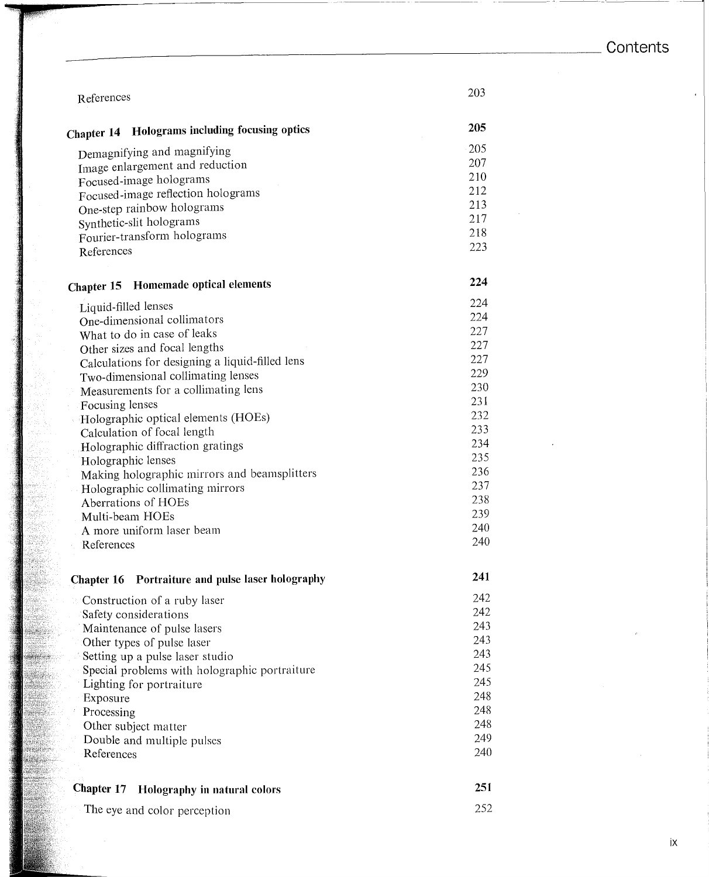| | |
|---|---|
| References | 203 |
| **Chapter 14 Holograms including focusing optics** | **205** |
| Demagnifying and magnifying | 205 |
| Image enlargement and reduction | 207 |
| Focused-image holograms | 210 |
| Focused-image reflection holograms | 212 |
| One-step rainbow holograms | 213 |
| Synthetic-slit holograms | 217 |
| Fourier-transform holograms | 218 |
| References | 223 |
| **Chapter 15 Homemade optical elements** | **224** |
| Liquid-filled lenses | 224 |
| One-dimensional collimators | 224 |
| What to do in case of leaks | 227 |
| Other sizes and focal lengths | 227 |
| Calculations for designing a liquid-filled lens | 227 |
| Two-dimensional collimating lenses | 229 |
| Measurements for a collimating lens | 230 |
| Focusing lenses | 231 |
| Holographic optical elements (HOEs) | 232 |
| Calculation of focal length | 233 |
| Holographic diffraction gratings | 234 |
| Holographic lenses | 235 |
| Making holographic mirrors and beamsplitters | 236 |
| Holographic collimating mirrors | 237 |
| Aberrations of HOEs | 238 |
| Multi-beam HOEs | 239 |
| A more uniform laser beam | 240 |
| References | 240 |
| **Chapter 16 Portraiture and pulse laser holography** | **241** |
| Construction of a ruby laser | 242 |
| Safety considerations | 242 |
| Maintenance of pulse lasers | 243 |
| Other types of pulse laser | 243 |
| Setting up a pulse laser studio | 243 |
| Special problems with holographic portraiture | 245 |
| Lighting for portraiture | 245 |
| Exposure | 248 |
| Processing | 248 |
| Other subject matter | 248 |
| Double and multiple pulses | 249 |
| References | 240 |
| **Chapter 17 Holography in natural colors** | **251** |
| The eye and color perception | 252 |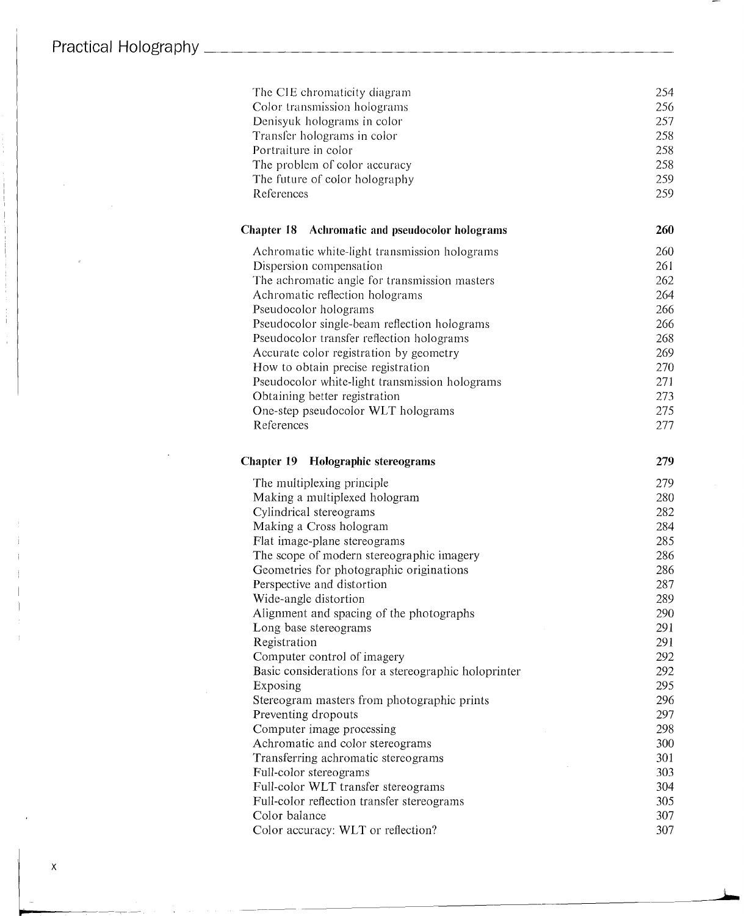| | |
|---|---|
| The CIE chromaticity diagram | 254 |
| Color transmission holograms | 256 |
| Denisyuk holograms in color | 257 |
| Transfer holograms in color | 258 |
| Portraiture in color | 258 |
| The problem of color accuracy | 258 |
| The future of color holography | 259 |
| References | 259 |

| **Chapter 18 Achromatic and pseudocolor holograms** | **260** |
|---|---|
| Achromatic white-light transmission holograms | 260 |
| Dispersion compensation | 261 |
| The achromatic angle for transmission masters | 262 |
| Achromatic reflection holograms | 264 |
| Pseudocolor holograms | 266 |
| Pseudocolor single-beam reflection holograms | 266 |
| Pseudocolor transfer reflection holograms | 268 |
| Accurate color registration by geometry | 269 |
| How to obtain precise registration | 270 |
| Pseudocolor white-light transmission holograms | 271 |
| Obtaining better registration | 273 |
| One-step pseudocolor WLT holograms | 275 |
| References | 277 |

| **Chapter 19 Holographic stereograms** | **279** |
|---|---|
| The multiplexing principle | 279 |
| Making a multiplexed hologram | 280 |
| Cylindrical stereograms | 282 |
| Making a Cross hologram | 284 |
| Flat image-plane stereograms | 285 |
| The scope of modern stereographic imagery | 286 |
| Geometries for photographic originations | 286 |
| Perspective and distortion | 287 |
| Wide-angle distortion | 289 |
| Alignment and spacing of the photographs | 290 |
| Long base stereograms | 291 |
| Registration | 291 |
| Computer control of imagery | 292 |
| Basic considerations for a stereographic holoprinter | 292 |
| Exposing | 295 |
| Stereogram masters from photographic prints | 296 |
| Preventing dropouts | 297 |
| Computer image processing | 298 |
| Achromatic and color stereograms | 300 |
| Transferring achromatic stereograms | 301 |
| Full-color stereograms | 303 |
| Full-color WLT transfer stereograms | 304 |
| Full-color reflection transfer stereograms | 305 |
| Color balance | 307 |
| Color accuracy: WLT or reflection? | 307 |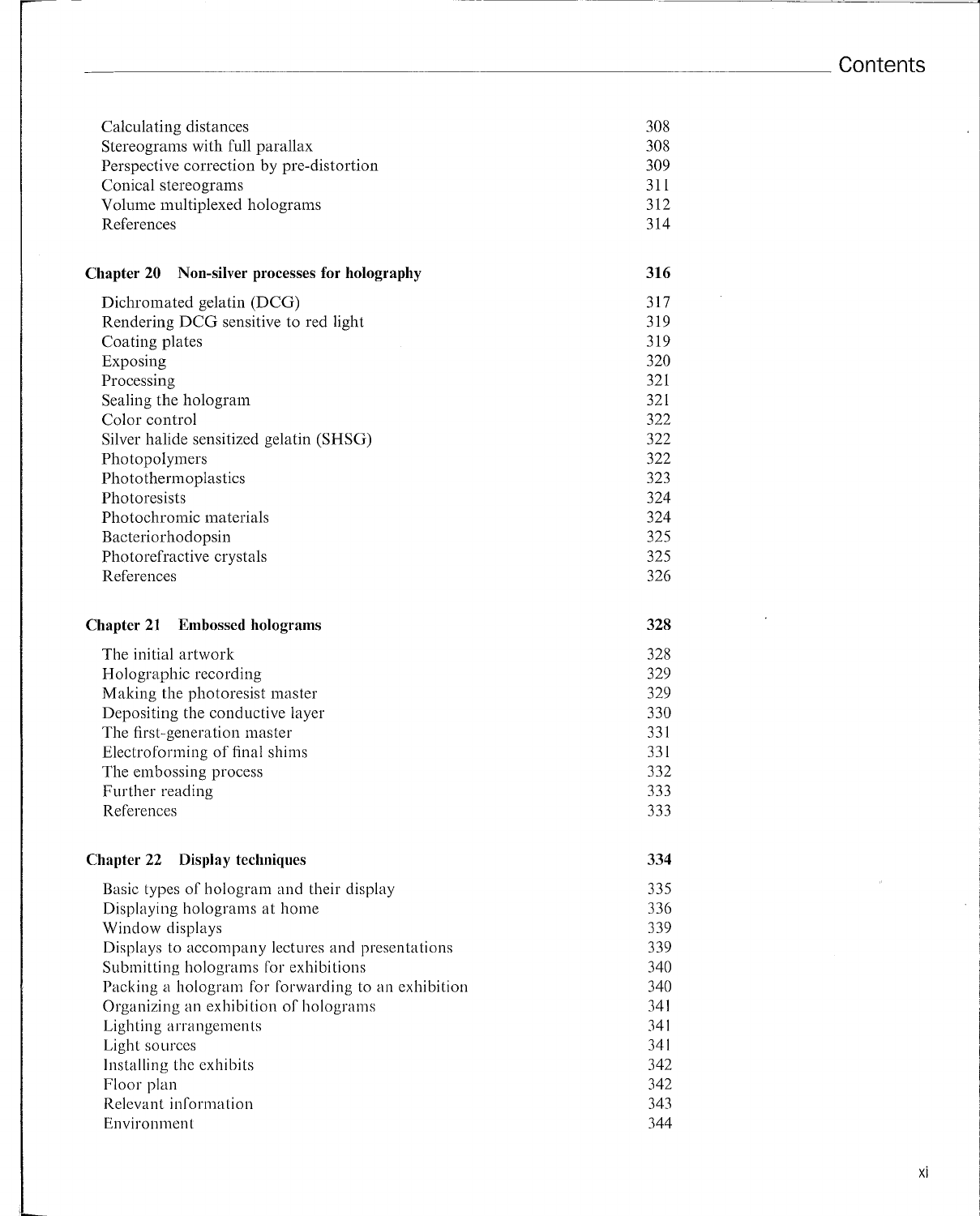| | |
|---|---|
| Calculating distances | 308 |
| Stereograms with full parallax | 308 |
| Perspective correction by pre-distortion | 309 |
| Conical stereograms | 311 |
| Volume multiplexed holograms | 312 |
| References | 314 |

| **Chapter 20 Non-silver processes for holography** | **316** |
|---|---|
| Dichromated gelatin (DCG) | 317 |
| Rendering DCG sensitive to red light | 319 |
| Coating plates | 319 |
| Exposing | 320 |
| Processing | 321 |
| Sealing the hologram | 321 |
| Color control | 322 |
| Silver halide sensitized gelatin (SHSG) | 322 |
| Photopolymers | 322 |
| Photothermoplastics | 323 |
| Photoresists | 324 |
| Photochromic materials | 324 |
| Bacteriorhodopsin | 325 |
| Photorefractive crystals | 325 |
| References | 326 |

| **Chapter 21 Embossed holograms** | **328** |
|---|---|
| The initial artwork | 328 |
| Holographic recording | 329 |
| Making the photoresist master | 329 |
| Depositing the conductive layer | 330 |
| The first-generation master | 331 |
| Electroforming of final shims | 331 |
| The embossing process | 332 |
| Further reading | 333 |
| References | 333 |

| **Chapter 22 Display techniques** | **334** |
|---|---|
| Basic types of hologram and their display | 335 |
| Displaying holograms at home | 336 |
| Window displays | 339 |
| Displays to accompany lectures and presentations | 339 |
| Submitting holograms for exhibitions | 340 |
| Packing a hologram for forwarding to an exhibition | 340 |
| Organizing an exhibition of holograms | 341 |
| Lighting arrangements | 341 |
| Light sources | 341 |
| Installing the exhibits | 342 |
| Floor plan | 342 |
| Relevant information | 343 |
| Environment | 344 |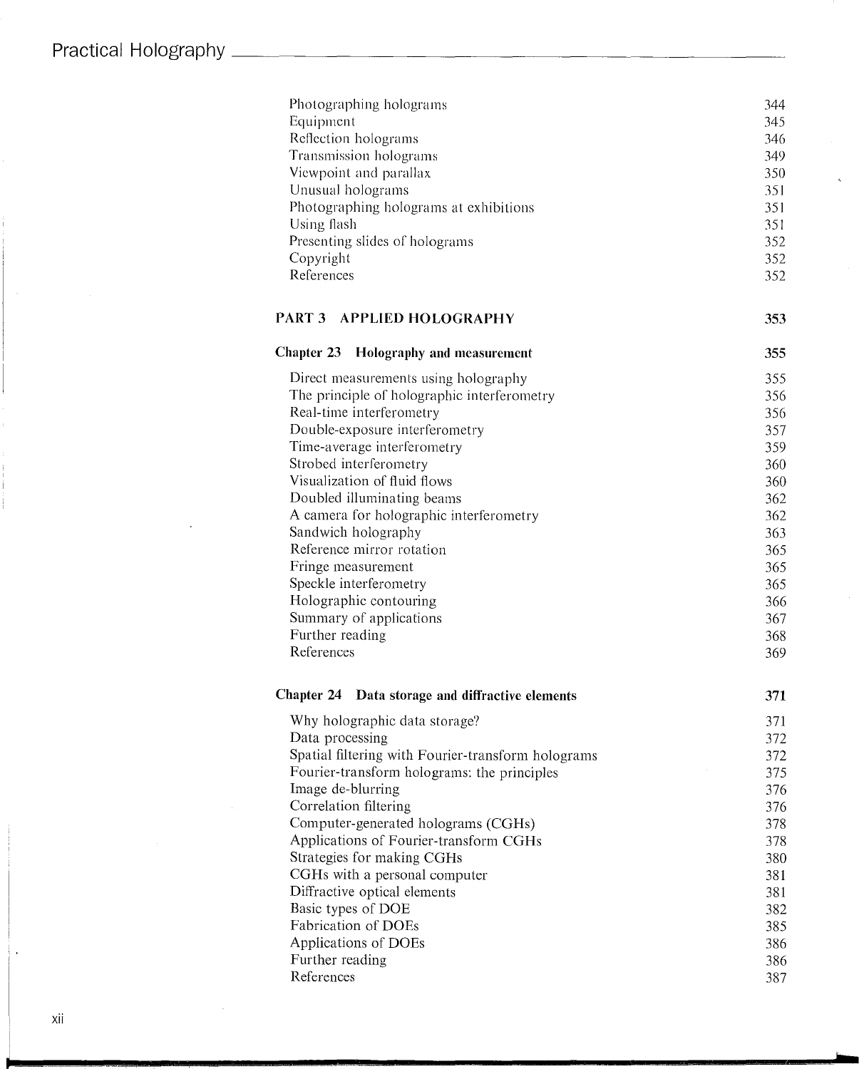| | |
|---|---|
| Photographing holograms | 344 |
| Equipment | 345 |
| Reflection holograms | 346 |
| Transmission holograms | 349 |
| Viewpoint and parallax | 350 |
| Unusual holograms | 351 |
| Photographing holograms at exhibitions | 351 |
| Using flash | 351 |
| Presenting slides of holograms | 352 |
| Copyright | 352 |
| References | 352 |

## PART 3 APPLIED HOLOGRAPHY 353

### Chapter 23 Holography and measurement 355

| | |
|---|---|
| Direct measurements using holography | 355 |
| The principle of holographic interferometry | 356 |
| Real-time interferometry | 356 |
| Double-exposure interferometry | 357 |
| Time-average interferometry | 359 |
| Strobed interferometry | 360 |
| Visualization of fluid flows | 360 |
| Doubled illuminating beams | 362 |
| A camera for holographic interferometry | 362 |
| Sandwich holography | 363 |
| Reference mirror rotation | 365 |
| Fringe measurement | 365 |
| Speckle interferometry | 365 |
| Holographic contouring | 366 |
| Summary of applications | 367 |
| Further reading | 368 |
| References | 369 |

### Chapter 24 Data storage and diffractive elements 371

| | |
|---|---|
| Why holographic data storage? | 371 |
| Data processing | 372 |
| Spatial filtering with Fourier-transform holograms | 372 |
| Fourier-transform holograms: the principles | 375 |
| Image de-blurring | 376 |
| Correlation filtering | 376 |
| Computer-generated holograms (CGHs) | 378 |
| Applications of Fourier-transform CGHs | 378 |
| Strategies for making CGHs | 380 |
| CGHs with a personal computer | 381 |
| Diffractive optical elements | 381 |
| Basic types of DOE | 382 |
| Fabrication of DOEs | 385 |
| Applications of DOEs | 386 |
| Further reading | 386 |
| References | 387 |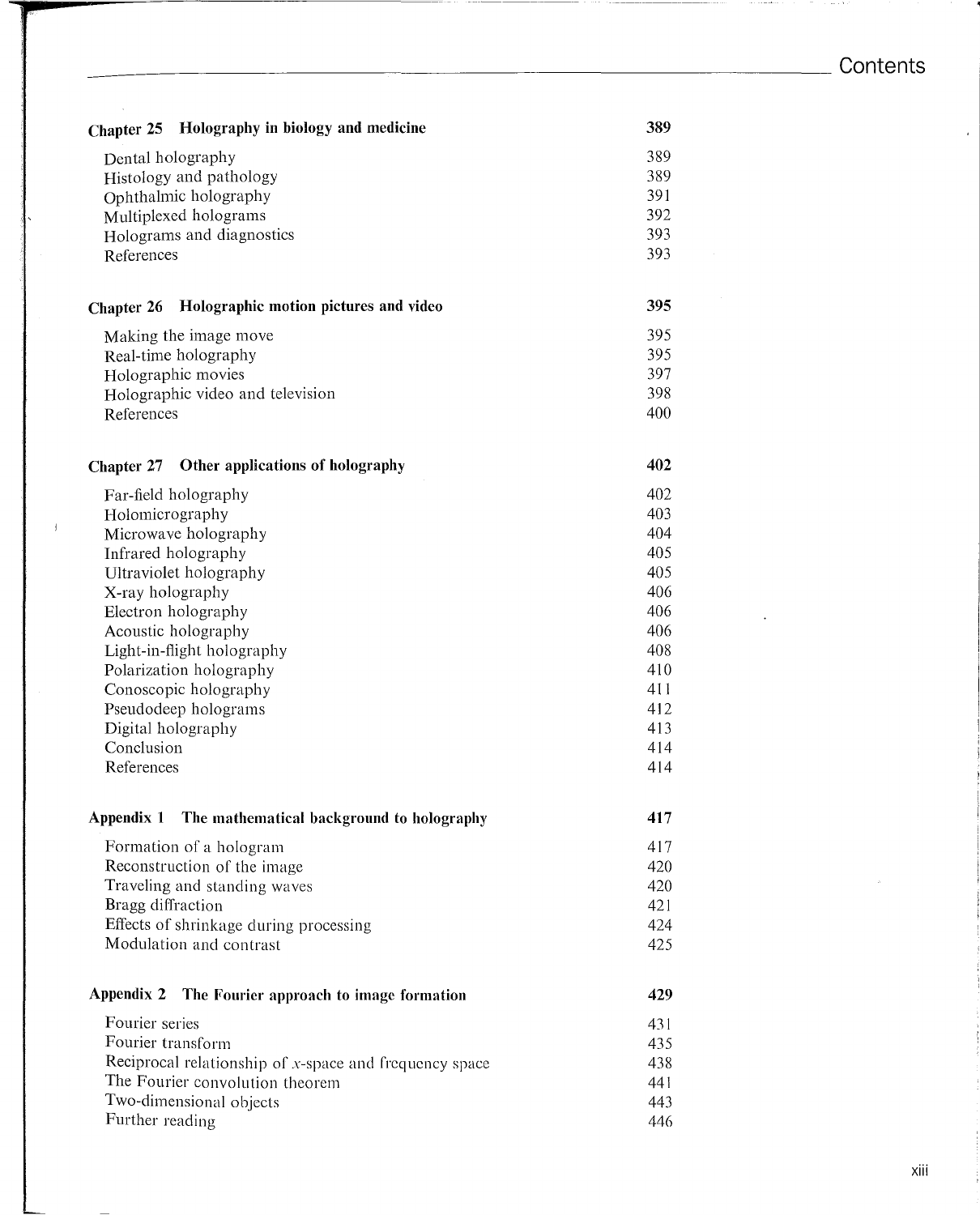| | |
|---|---|
| **Chapter 25 Holography in biology and medicine** | **389** |
| Dental holography | 389 |
| Histology and pathology | 389 |
| Ophthalmic holography | 391 |
| Multiplexed holograms | 392 |
| Holograms and diagnostics | 393 |
| References | 393 |
| **Chapter 26 Holographic motion pictures and video** | **395** |
| Making the image move | 395 |
| Real-time holography | 395 |
| Holographic movies | 397 |
| Holographic video and television | 398 |
| References | 400 |
| **Chapter 27 Other applications of holography** | **402** |
| Far-field holography | 402 |
| Holomicrography | 403 |
| Microwave holography | 404 |
| Infrared holography | 405 |
| Ultraviolet holography | 405 |
| X-ray holography | 406 |
| Electron holography | 406 |
| Acoustic holography | 406 |
| Light-in-flight holography | 408 |
| Polarization holography | 410 |
| Conoscopic holography | 411 |
| Pseudodeep holograms | 412 |
| Digital holography | 413 |
| Conclusion | 414 |
| References | 414 |
| **Appendix 1 The mathematical background to holography** | **417** |
| Formation of a hologram | 417 |
| Reconstruction of the image | 420 |
| Traveling and standing waves | 420 |
| Bragg diffraction | 421 |
| Effects of shrinkage during processing | 424 |
| Modulation and contrast | 425 |
| **Appendix 2 The Fourier approach to image formation** | **429** |
| Fourier series | 431 |
| Fourier transform | 435 |
| Reciprocal relationship of $x$-space and frequency space | 438 |
| The Fourier convolution theorem | 441 |
| Two-dimensional objects | 443 |
| Further reading | 446 |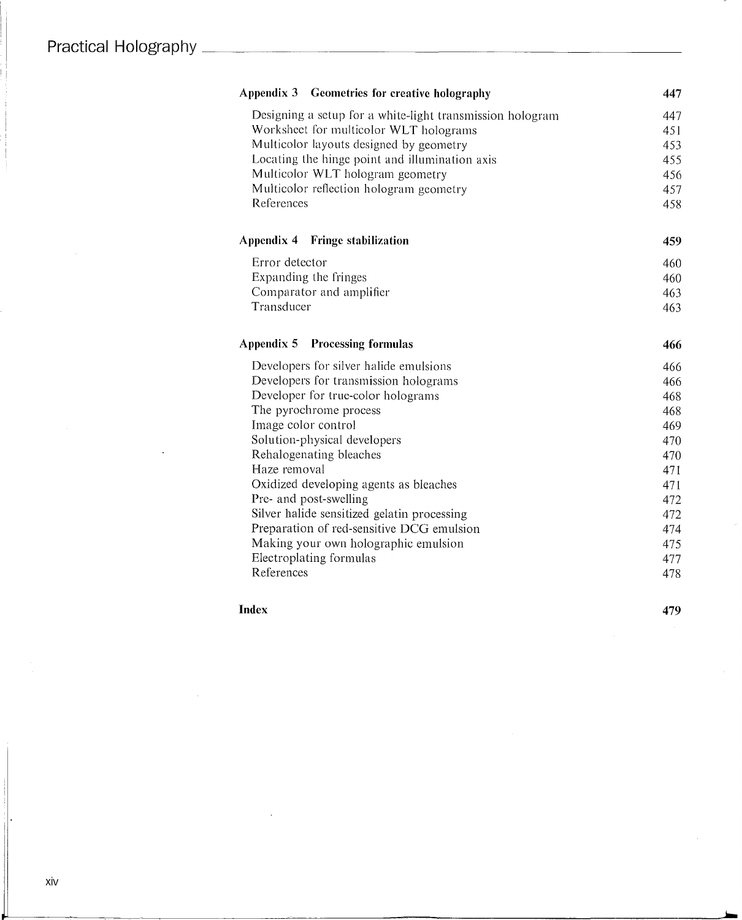| | |
|---|---|
| **Appendix 3 Geometries for creative holography** | **447** |
| Designing a setup for a white-light transmission hologram | 447 |
| Worksheet for multicolor WLT holograms | 451 |
| Multicolor layouts designed by geometry | 453 |
| Locating the hinge point and illumination axis | 455 |
| Multicolor WLT hologram geometry | 456 |
| Multicolor reflection hologram geometry | 457 |
| References | 458 |
| **Appendix 4 Fringe stabilization** | **459** |
| Error detector | 460 |
| Expanding the fringes | 460 |
| Comparator and amplifier | 463 |
| Transducer | 463 |
| **Appendix 5 Processing formulas** | **466** |
| Developers for silver halide emulsions | 466 |
| Developers for transmission holograms | 466 |
| Developer for true-color holograms | 468 |
| The pyrochrome process | 468 |
| Image color control | 469 |
| Solution-physical developers | 470 |
| Rehalogenating bleaches | 470 |
| Haze removal | 471 |
| Oxidized developing agents as bleaches | 471 |
| Pre- and post-swelling | 472 |
| Silver halide sensitized gelatin processing | 472 |
| Preparation of red-sensitive DCG emulsion | 474 |
| Making your own holographic emulsion | 475 |
| Electroplating formulas | 477 |
| References | 478 |
| **Index** | **479** |